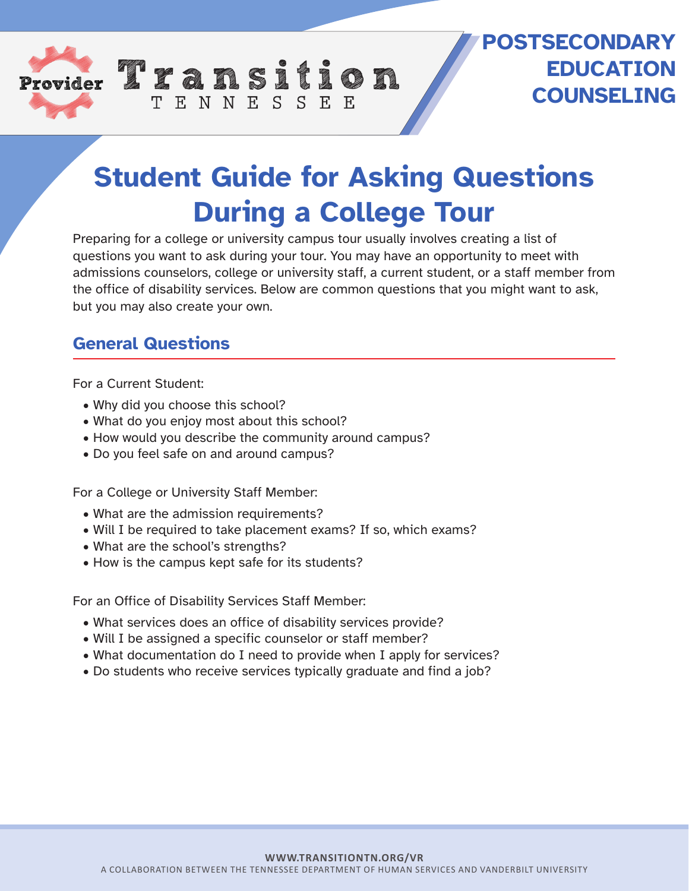Provider Transition TENNESSEE

**POSTSECONDARY EDUCATION COUNSELING**

# Student Guide for Asking Questions During a College Tour

Preparing for a college or university campus tour usually involves creating a list of questions you want to ask during your tour. You may have an opportunity to meet with admissions counselors, college or university staff, a current student, or a staff member from the office of disability services. Below are common questions that you might want to ask, but you may also create your own.

## General Questions

For a Current Student:

- Why did you choose this school?
- What do you enjoy most about this school?
- How would you describe the community around campus?
- Do you feel safe on and around campus?

For a College or University Staff Member:

- What are the admission requirements?
- Will I be required to take placement exams? If so, which exams?
- What are the school's strengths?
- How is the campus kept safe for its students?

For an Office of Disability Services Staff Member:

- What services does an office of disability services provide?
- Will I be assigned a specific counselor or staff member?
- What documentation do I need to provide when I apply for services?
- Do students who receive services typically graduate and find a job?

**WWW.TRANSITIONTN.ORG/VR**

A COLLABORATION BETWEEN THE TENNESSEE DEPARTMENT OF HUMAN SERVICES AND VANDERBILT UNIVERSITY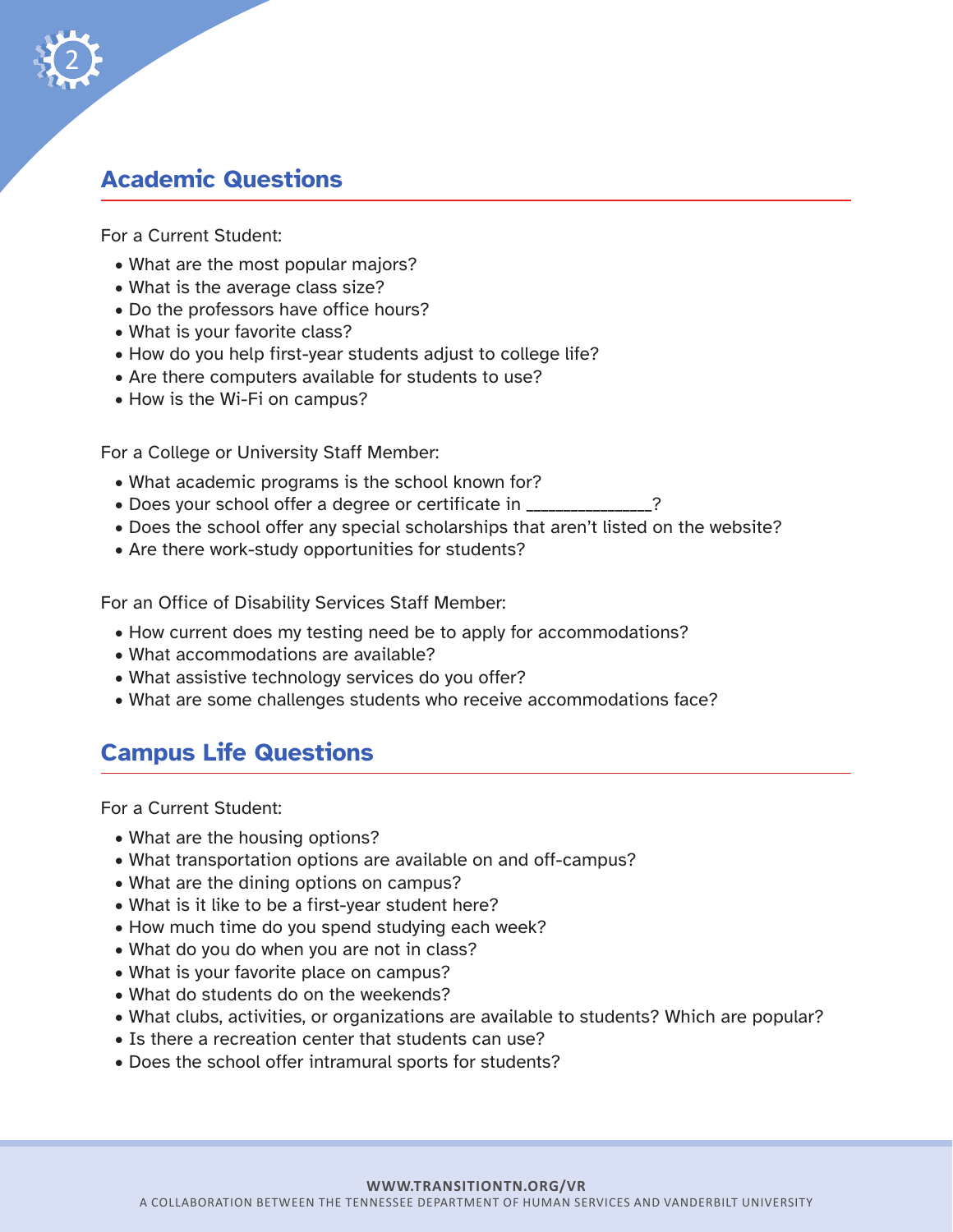## Academic Questions

For a Current Student:

- What are the most popular majors?
- What is the average class size?
- Do the professors have office hours?
- What is your favorite class?
- How do you help first-year students adjust to college life?
- Are there computers available for students to use?
- How is the Wi-Fi on campus?

For a College or University Staff Member:

- What academic programs is the school known for?
- Does your school offer a degree or certificate in _______________?
- Does the school offer any special scholarships that aren't listed on the website?
- Are there work-study opportunities for students?

For an Office of Disability Services Staff Member:

- How current does my testing need be to apply for accommodations?
- What accommodations are available?
- What assistive technology services do you offer?
- What are some challenges students who receive accommodations face?

## Campus Life Questions

For a Current Student:

- What are the housing options?
- What transportation options are available on and off-campus?
- What are the dining options on campus?
- What is it like to be a first-year student here?
- How much time do you spend studying each week?
- What do you do when you are not in class?
- What is your favorite place on campus?
- What do students do on the weekends?
- What clubs, activities, or organizations are available to students? Which are popular?
- Is there a recreation center that students can use?
- Does the school offer intramural sports for students?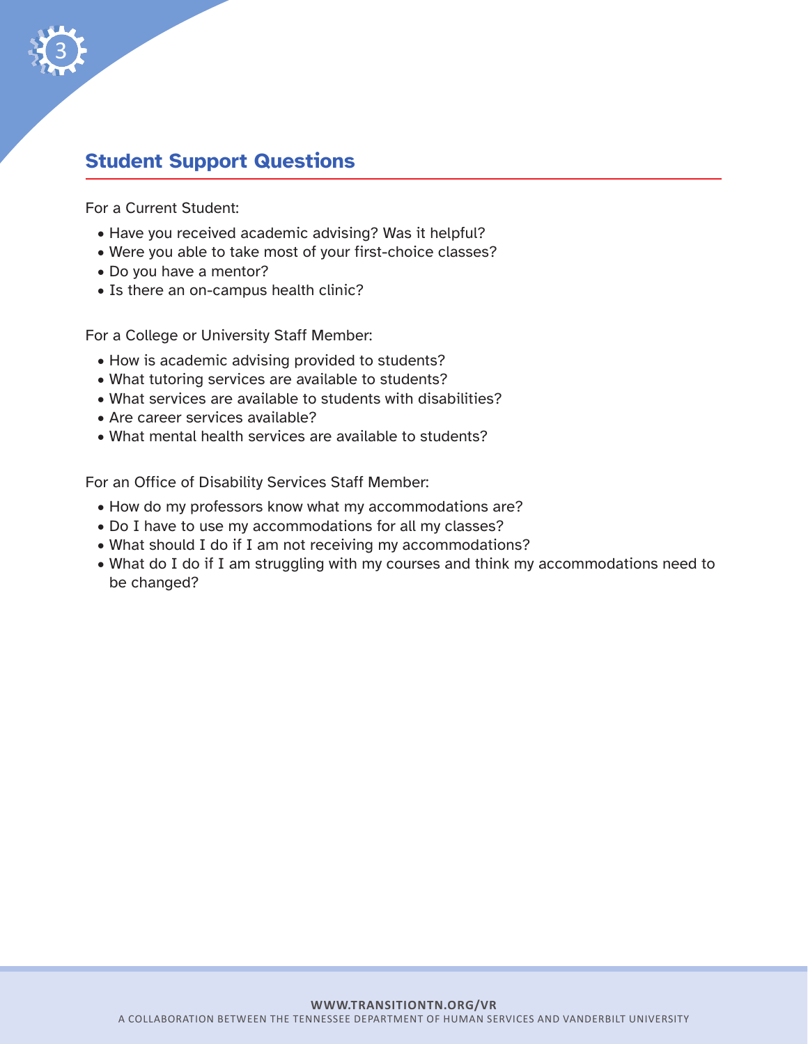## Student Support Questions

For a Current Student:

- Have you received academic advising? Was it helpful?
- Were you able to take most of your first-choice classes?
- Do you have a mentor?
- Is there an on-campus health clinic?

For a College or University Staff Member:

- How is academic advising provided to students?
- What tutoring services are available to students?
- What services are available to students with disabilities?
- Are career services available?
- What mental health services are available to students?

For an Office of Disability Services Staff Member:

- How do my professors know what my accommodations are?
- Do I have to use my accommodations for all my classes?
- What should I do if I am not receiving my accommodations?
- What do I do if I am struggling with my courses and think my accommodations need to be changed?